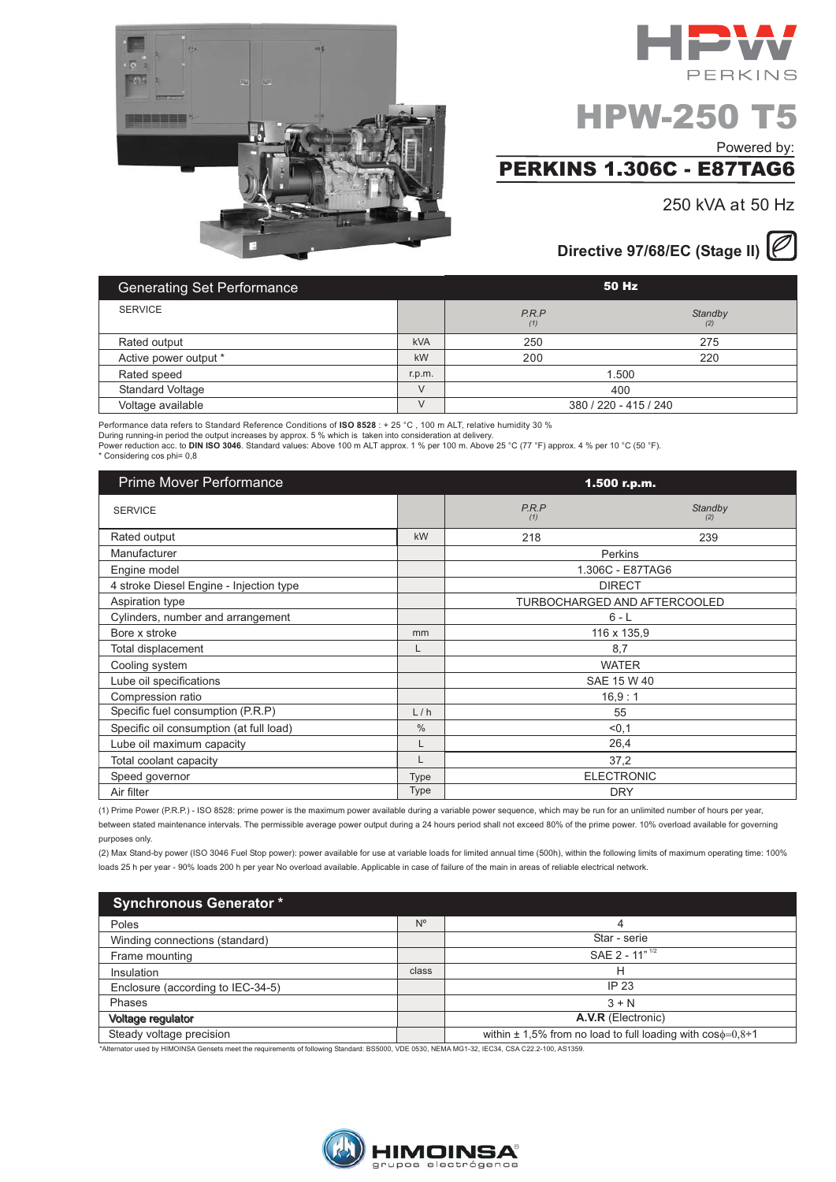HPW PERKINS

# HPW-250 T5

Powered by:

## PERKINS 1.306C - E87TAG6

250 kVA at 50 Hz

**Directive 97/68/EC (Stage II)**

| Generating Set Performance | | 50 Hz | |
|---|---|---|---|
| SERVICE | | *P.R.P* *(1)* | *Standby* *(2)* |
| Rated output | kVA | 250 | 275 |
| Active power output * | kW | 200 | 220 |
| Rated speed | r.p.m. | 1.500 | |
| Standard Voltage | V | 400 | |
| Voltage available | V | 380 / 220 - 415 / 240 | |

Performance data refers to Standard Reference Conditions of **ISO 8528** : + 25 °C , 100 m ALT, relative humidity 30 %
During running-in period the output increases by approx. 5 % which is taken into consideration at delivery.
Power reduction acc. to **DIN ISO 3046**. Standard values: Above 100 m ALT approx. 1 % per 100 m. Above 25 °C (77 °F) approx. 4 % per 10 °C (50 °F).
* Considering cos phi= 0,8

| Prime Mover Performance | | 1.500 r.p.m. | |
|---|---|---|---|
| SERVICE | | *P.R.P* *(1)* | *Standby* *(2)* |
| Rated output | kW | 218 | 239 |
| Manufacturer | | Perkins | |
| Engine model | | 1.306C - E87TAG6 | |
| 4 stroke Diesel Engine - Injection type | | DIRECT | |
| Aspiration type | | TURBOCHARGED AND AFTERCOOLED | |
| Cylinders, number and arrangement | | 6 - L | |
| Bore x stroke | mm | 116 x 135,9 | |
| Total displacement | L | 8,7 | |
| Cooling system | | WATER | |
| Lube oil specifications | | SAE 15 W 40 | |
| Compression ratio | | 16,9 : 1 | |
| Specific fuel consumption (P.R.P) | L / h | 55 | |
| Specific oil consumption (at full load) | % | <0,1 | |
| Lube oil maximum capacity | L | 26,4 | |
| Total coolant capacity | L | 37,2 | |
| Speed governor | Type | ELECTRONIC | |
| Air filter | Type | DRY | |

(1) Prime Power (P.R.P.) - ISO 8528: prime power is the maximum power available during a variable power sequence, which may be run for an unlimited number of hours per year, between stated maintenance intervals. The permissible average power output during a 24 hours period shall not exceed 80% of the prime power. 10% overload available for governing purposes only.

(2) Max Stand-by power (ISO 3046 Fuel Stop power): power available for use at variable loads for limited annual time (500h), within the following limits of maximum operating time: 100% loads 25 h per year - 90% loads 200 h per year No overload available. Applicable in case of failure of the main in areas of reliable electrical network.

| Synchronous Generator * | | |
|---|---|---|
| Poles | Nº | 4 |
| Winding connections (standard) | | Star - serie |
| Frame mounting | | SAE 2 - 11" 1/2 |
| Insulation | class | H |
| Enclosure (according to IEC-34-5) | | IP 23 |
| Phases | | 3 + N |
| **Voltage regulator** | | **A.V.R** (Electronic) |
| Steady voltage precision | | within ± 1,5% from no load to full loading with cos$\phi$=0,8÷1 |

*Alternator used by HIMOINSA Gensets meet the requirements of following Standard: BS5000, VDE 0530, NEMA MG1-32, IEC34, CSA C22.2-100, AS1359.

HIMOINSA® grupos electrógenos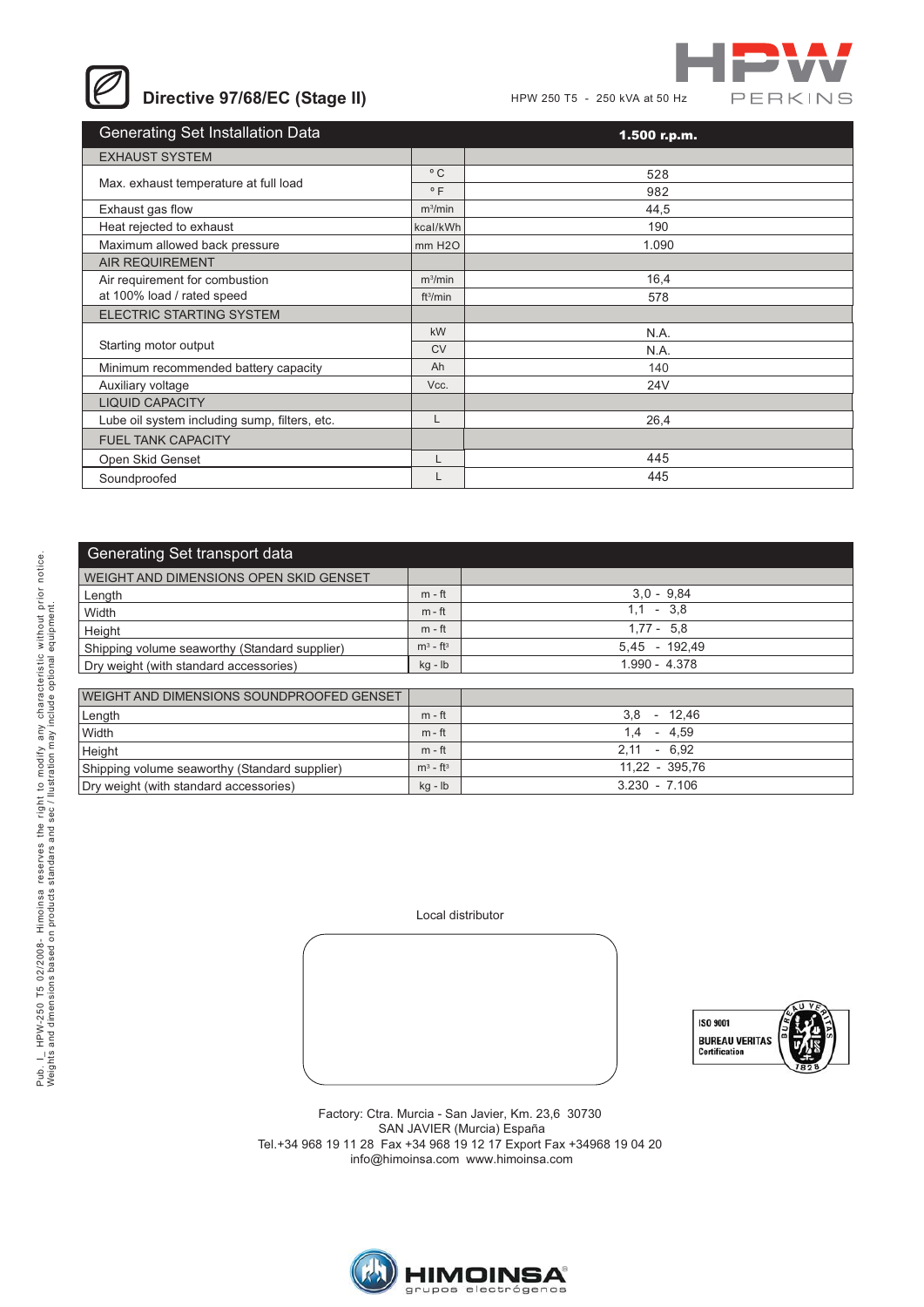## Directive 97/68/EC (Stage II)

HPW 250 T5 - 250 kVA at 50 Hz

| Generating Set Installation Data | | 1.500 r.p.m. |
|---|---|---|
| EXHAUST SYSTEM | | |
| Max. exhaust temperature at full load | ° C | 528 |
| | ° F | 982 |
| Exhaust gas flow | m³/min | 44,5 |
| Heat rejected to exhaust | kcal/kWh | 190 |
| Maximum allowed back pressure | mm H2O | 1.090 |
| AIR REQUIREMENT | | |
| Air requirement for combustion at 100% load / rated speed | m³/min | 16,4 |
| | ft³/min | 578 |
| ELECTRIC STARTING SYSTEM | | |
| Starting motor output | kW | N.A. |
| | CV | N.A. |
| Minimum recommended battery capacity | Ah | 140 |
| Auxiliary voltage | Vcc. | 24V |
| LIQUID CAPACITY | | |
| Lube oil system including sump, filters, etc. | L | 26,4 |
| FUEL TANK CAPACITY | | |
| Open Skid Genset | L | 445 |
| Soundproofed | L | 445 |

| Generating Set transport data | | |
|---|---|---|
| WEIGHT AND DIMENSIONS OPEN SKID GENSET | | |
| Length | m - ft | 3,0 - 9,84 |
| Width | m - ft | 1,1 - 3,8 |
| Height | m - ft | 1,77 - 5,8 |
| Shipping volume seaworthy (Standard supplier) | m³ - ft³ | 5,45 - 192,49 |
| Dry weight (with standard accessories) | kg - lb | 1.990 - 4.378 |

| WEIGHT AND DIMENSIONS SOUNDPROOFED GENSET | | |
|---|---|---|
| Length | m - ft | 3,8 - 12,46 |
| Width | m - ft | 1,4 - 4,59 |
| Height | m - ft | 2,11 - 6,92 |
| Shipping volume seaworthy (Standard supplier) | m³ - ft³ | 11,22 - 395,76 |
| Dry weight (with standard accessories) | kg - lb | 3.230 - 7.106 |

Pub. I_ HPW-250 T5 02/2008- Himoinsa reserves the right to modify any characteristic without prior notice.
Weights and dimensions based on products standars and sec / Illustration may include optional equipment.

Local distributor

ISO 9001
BUREAU VERITAS
Certification

Factory: Ctra. Murcia - San Javier, Km. 23,6 30730
SAN JAVIER (Murcia) España
Tel.+34 968 19 11 28 Fax +34 968 19 12 17 Export Fax +34968 19 04 20
info@himoinsa.com www.himoinsa.com

HIMOINSA
grupos electrógenos